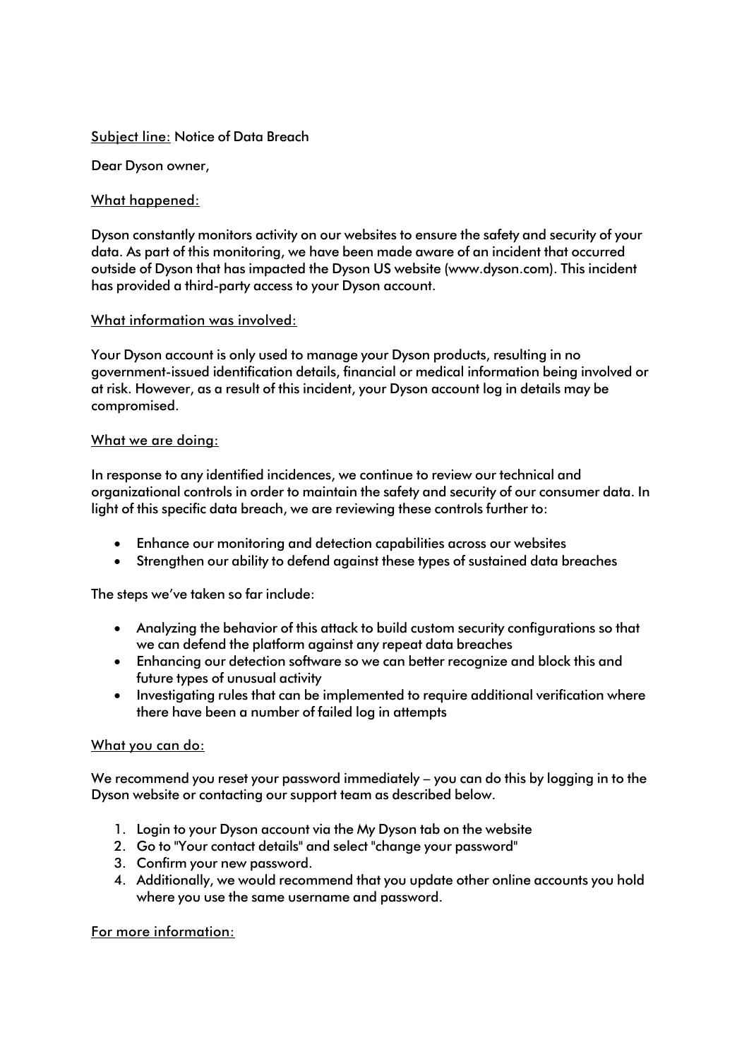Subject line: Notice of Data Breach

Dear Dyson owner,

What happened:

Dyson constantly monitors activity on our websites to ensure the safety and security of your data. As part of this monitoring, we have been made aware of an incident that occurred outside of Dyson that has impacted the Dyson US website (www.dyson.com). This incident has provided a third-party access to your Dyson account.

What information was involved:

Your Dyson account is only used to manage your Dyson products, resulting in no government-issued identification details, financial or medical information being involved or at risk. However, as a result of this incident, your Dyson account log in details may be compromised.

What we are doing:

In response to any identified incidences, we continue to review our technical and organizational controls in order to maintain the safety and security of our consumer data. In light of this specific data breach, we are reviewing these controls further to:

- Enhance our monitoring and detection capabilities across our websites
- Strengthen our ability to defend against these types of sustained data breaches

The steps we've taken so far include:

- Analyzing the behavior of this attack to build custom security configurations so that we can defend the platform against any repeat data breaches
- Enhancing our detection software so we can better recognize and block this and future types of unusual activity
- Investigating rules that can be implemented to require additional verification where there have been a number of failed log in attempts

What you can do:

We recommend you reset your password immediately – you can do this by logging in to the Dyson website or contacting our support team as described below.

1. Login to your Dyson account via the My Dyson tab on the website
2. Go to "Your contact details" and select "change your password"
3. Confirm your new password.
4. Additionally, we would recommend that you update other online accounts you hold where you use the same username and password.

For more information: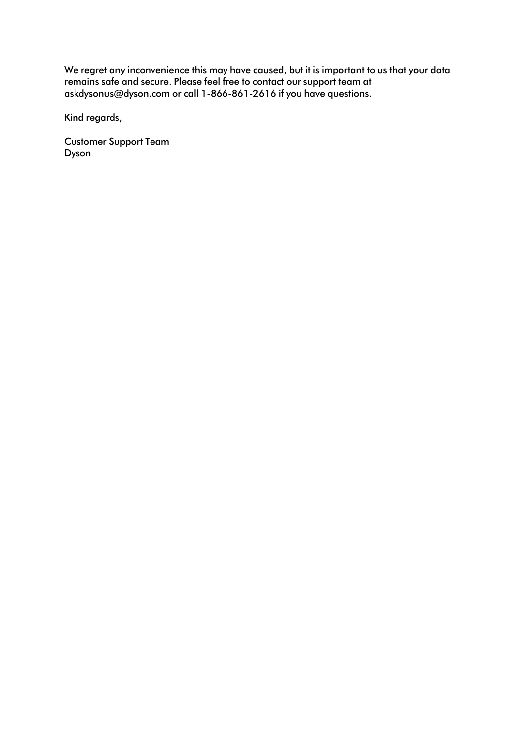We regret any inconvenience this may have caused, but it is important to us that your data remains safe and secure. Please feel free to contact our support team at askdysonus@dyson.com or call 1-866-861-2616 if you have questions.

Kind regards,

Customer Support Team
Dyson